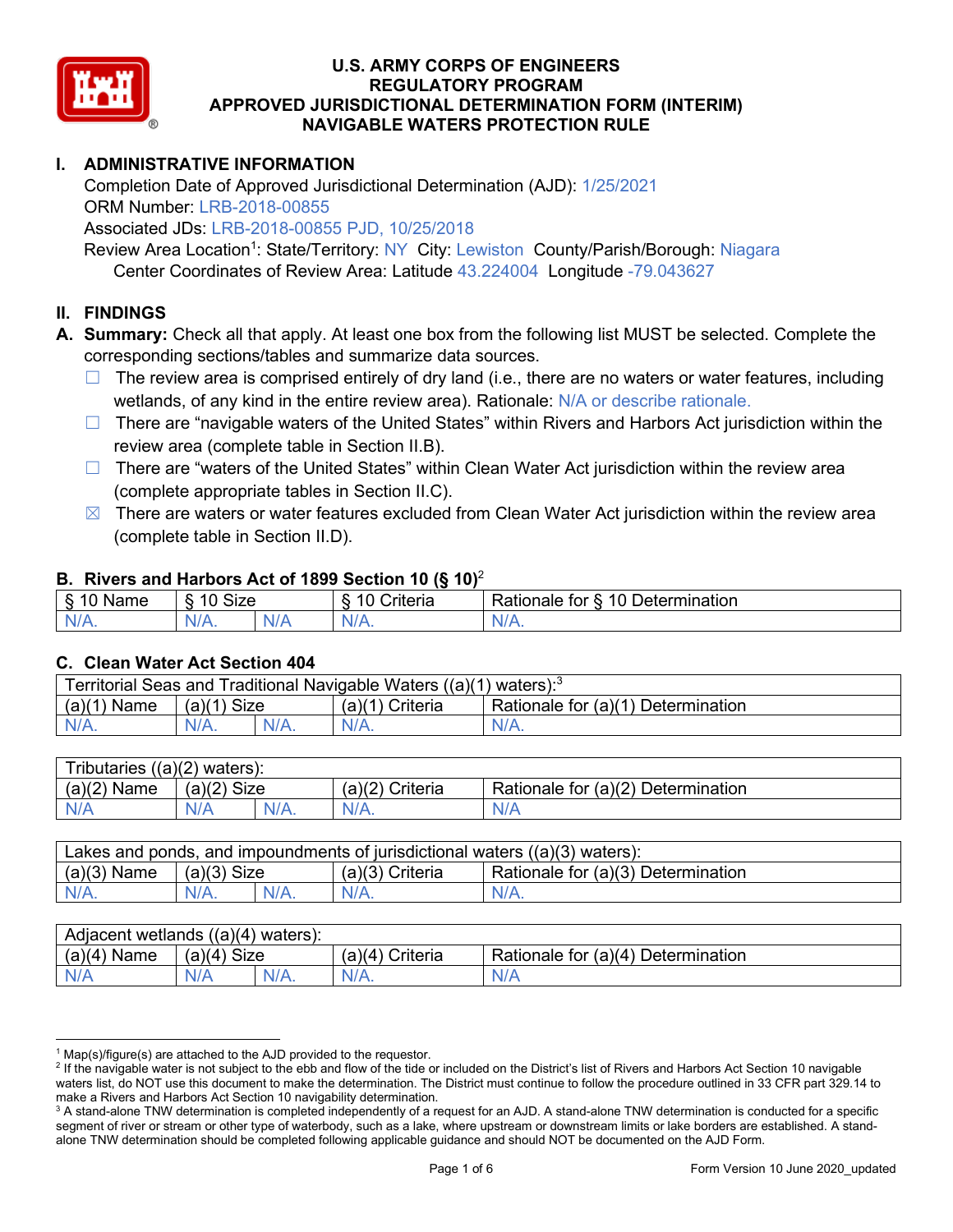# U.S. ARMY CORPS OF ENGINEERS
# REGULATORY PROGRAM
# APPROVED JURISDICTIONAL DETERMINATION FORM (INTERIM)
# NAVIGABLE WATERS PROTECTION RULE

## I. ADMINISTRATIVE INFORMATION

Completion Date of Approved Jurisdictional Determination (AJD): 1/25/2021
ORM Number: LRB-2018-00855
Associated JDs: LRB-2018-00855 PJD, 10/25/2018
Review Area Location[1]: State/Territory: NY City: Lewiston County/Parish/Borough: Niagara
Center Coordinates of Review Area: Latitude 43.224004 Longitude -79.043627

## II. FINDINGS

**A. Summary:** Check all that apply. At least one box from the following list MUST be selected. Complete the corresponding sections/tables and summarize data sources.

- ☐ The review area is comprised entirely of dry land (i.e., there are no waters or water features, including wetlands, of any kind in the entire review area). Rationale: N/A or describe rationale.
- ☐ There are "navigable waters of the United States" within Rivers and Harbors Act jurisdiction within the review area (complete table in Section II.B).
- ☐ There are "waters of the United States" within Clean Water Act jurisdiction within the review area (complete appropriate tables in Section II.C).
- ☒ There are waters or water features excluded from Clean Water Act jurisdiction within the review area (complete table in Section II.D).

### B. Rivers and Harbors Act of 1899 Section 10 (§ 10)[2]

| § 10 Name | § 10 Size | | § 10 Criteria | Rationale for § 10 Determination |
|---|---|---|---|---|
| N/A. | N/A. | N/A | N/A. | N/A. |

### C. Clean Water Act Section 404

| Territorial Seas and Traditional Navigable Waters ((a)(1) waters):[3] | | | | |
|---|---|---|---|---|
| (a)(1) Name | (a)(1) Size | | (a)(1) Criteria | Rationale for (a)(1) Determination |
| N/A. | N/A. | N/A. | N/A. | N/A. |

| Tributaries ((a)(2) waters): | | | | |
|---|---|---|---|---|
| (a)(2) Name | (a)(2) Size | | (a)(2) Criteria | Rationale for (a)(2) Determination |
| N/A | N/A | N/A. | N/A. | N/A |

| Lakes and ponds, and impoundments of jurisdictional waters ((a)(3) waters): | | | | |
|---|---|---|---|---|
| (a)(3) Name | (a)(3) Size | | (a)(3) Criteria | Rationale for (a)(3) Determination |
| N/A. | N/A. | N/A. | N/A. | N/A. |

| Adjacent wetlands ((a)(4) waters): | | | | |
|---|---|---|---|---|
| (a)(4) Name | (a)(4) Size | | (a)(4) Criteria | Rationale for (a)(4) Determination |
| N/A | N/A | N/A. | N/A. | N/A |

[1] Map(s)/figure(s) are attached to the AJD provided to the requestor.
[2] If the navigable water is not subject to the ebb and flow of the tide or included on the District's list of Rivers and Harbors Act Section 10 navigable waters list, do NOT use this document to make the determination. The District must continue to follow the procedure outlined in 33 CFR part 329.14 to make a Rivers and Harbors Act Section 10 navigability determination.
[3] A stand-alone TNW determination is completed independently of a request for an AJD. A stand-alone TNW determination is conducted for a specific segment of river or stream or other type of waterbody, such as a lake, where upstream or downstream limits or lake borders are established. A stand-alone TNW determination should be completed following applicable guidance and should NOT be documented on the AJD Form.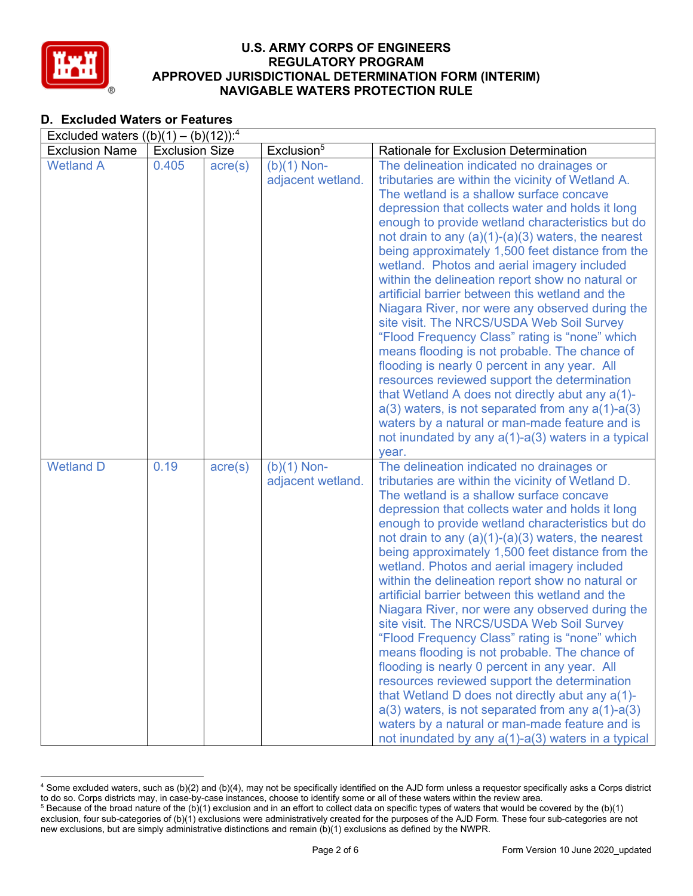**U.S. ARMY CORPS OF ENGINEERS**
**REGULATORY PROGRAM**
**APPROVED JURISDICTIONAL DETERMINATION FORM (INTERIM)**
**NAVIGABLE WATERS PROTECTION RULE**

## D. Excluded Waters or Features

| Excluded waters ((b)(1) – (b)(12)):[4] | | | | |
|---|---|---|---|---|
| Exclusion Name | Exclusion Size | | Exclusion[5] | Rationale for Exclusion Determination |
| Wetland A | 0.405 | acre(s) | (b)(1) Non-adjacent wetland. | The delineation indicated no drainages or tributaries are within the vicinity of Wetland A. The wetland is a shallow surface concave depression that collects water and holds it long enough to provide wetland characteristics but do not drain to any (a)(1)-(a)(3) waters, the nearest being approximately 1,500 feet distance from the wetland. Photos and aerial imagery included within the delineation report show no natural or artificial barrier between this wetland and the Niagara River, nor were any observed during the site visit. The NRCS/USDA Web Soil Survey "Flood Frequency Class" rating is "none" which means flooding is not probable. The chance of flooding is nearly 0 percent in any year. All resources reviewed support the determination that Wetland A does not directly abut any a(1)-a(3) waters, is not separated from any a(1)-a(3) waters by a natural or man-made feature and is not inundated by any a(1)-a(3) waters in a typical year. |
| Wetland D | 0.19 | acre(s) | (b)(1) Non-adjacent wetland. | The delineation indicated no drainages or tributaries are within the vicinity of Wetland D. The wetland is a shallow surface concave depression that collects water and holds it long enough to provide wetland characteristics but do not drain to any (a)(1)-(a)(3) waters, the nearest being approximately 1,500 feet distance from the wetland. Photos and aerial imagery included within the delineation report show no natural or artificial barrier between this wetland and the Niagara River, nor were any observed during the site visit. The NRCS/USDA Web Soil Survey "Flood Frequency Class" rating is "none" which means flooding is not probable. The chance of flooding is nearly 0 percent in any year. All resources reviewed support the determination that Wetland D does not directly abut any a(1)-a(3) waters, is not separated from any a(1)-a(3) waters by a natural or man-made feature and is not inundated by any a(1)-a(3) waters in a typical |

[4] Some excluded waters, such as (b)(2) and (b)(4), may not be specifically identified on the AJD form unless a requestor specifically asks a Corps district to do so. Corps districts may, in case-by-case instances, choose to identify some or all of these waters within the review area.

[5] Because of the broad nature of the (b)(1) exclusion and in an effort to collect data on specific types of waters that would be covered by the (b)(1) exclusion, four sub-categories of (b)(1) exclusions were administratively created for the purposes of the AJD Form. These four sub-categories are not new exclusions, but are simply administrative distinctions and remain (b)(1) exclusions as defined by the NWPR.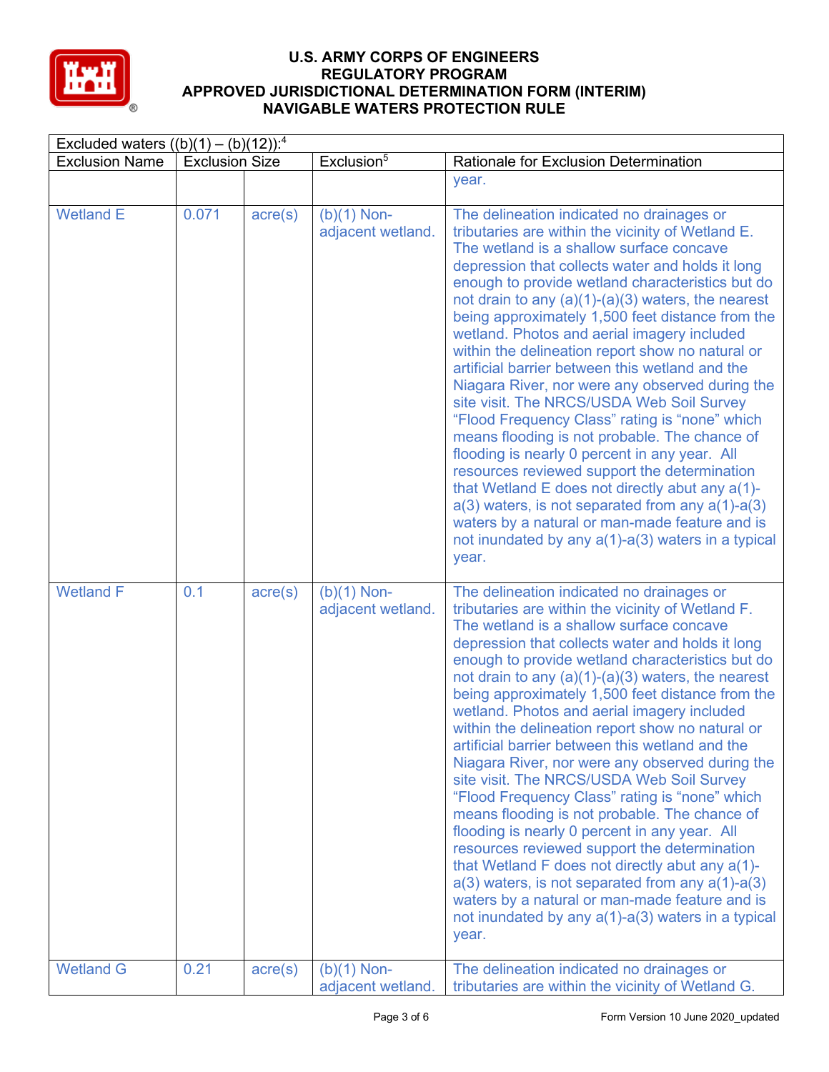# U.S. ARMY CORPS OF ENGINEERS
## REGULATORY PROGRAM
## APPROVED JURISDICTIONAL DETERMINATION FORM (INTERIM)
## NAVIGABLE WATERS PROTECTION RULE

| Excluded waters ((b)(1) – (b)(12)):[4] | | | | |
|---|---|---|---|---|
| Exclusion Name | Exclusion Size | | Exclusion[5] | Rationale for Exclusion Determination |
| | | | | year. |
| Wetland E | 0.071 | acre(s) | (b)(1) Non-adjacent wetland. | The delineation indicated no drainages or tributaries are within the vicinity of Wetland E. The wetland is a shallow surface concave depression that collects water and holds it long enough to provide wetland characteristics but do not drain to any (a)(1)-(a)(3) waters, the nearest being approximately 1,500 feet distance from the wetland. Photos and aerial imagery included within the delineation report show no natural or artificial barrier between this wetland and the Niagara River, nor were any observed during the site visit. The NRCS/USDA Web Soil Survey "Flood Frequency Class" rating is "none" which means flooding is not probable. The chance of flooding is nearly 0 percent in any year. All resources reviewed support the determination that Wetland E does not directly abut any a(1)-a(3) waters, is not separated from any a(1)-a(3) waters by a natural or man-made feature and is not inundated by any a(1)-a(3) waters in a typical year. |
| Wetland F | 0.1 | acre(s) | (b)(1) Non-adjacent wetland. | The delineation indicated no drainages or tributaries are within the vicinity of Wetland F. The wetland is a shallow surface concave depression that collects water and holds it long enough to provide wetland characteristics but do not drain to any (a)(1)-(a)(3) waters, the nearest being approximately 1,500 feet distance from the wetland. Photos and aerial imagery included within the delineation report show no natural or artificial barrier between this wetland and the Niagara River, nor were any observed during the site visit. The NRCS/USDA Web Soil Survey "Flood Frequency Class" rating is "none" which means flooding is not probable. The chance of flooding is nearly 0 percent in any year. All resources reviewed support the determination that Wetland F does not directly abut any a(1)-a(3) waters, is not separated from any a(1)-a(3) waters by a natural or man-made feature and is not inundated by any a(1)-a(3) waters in a typical year. |
| Wetland G | 0.21 | acre(s) | (b)(1) Non-adjacent wetland. | The delineation indicated no drainages or tributaries are within the vicinity of Wetland G. |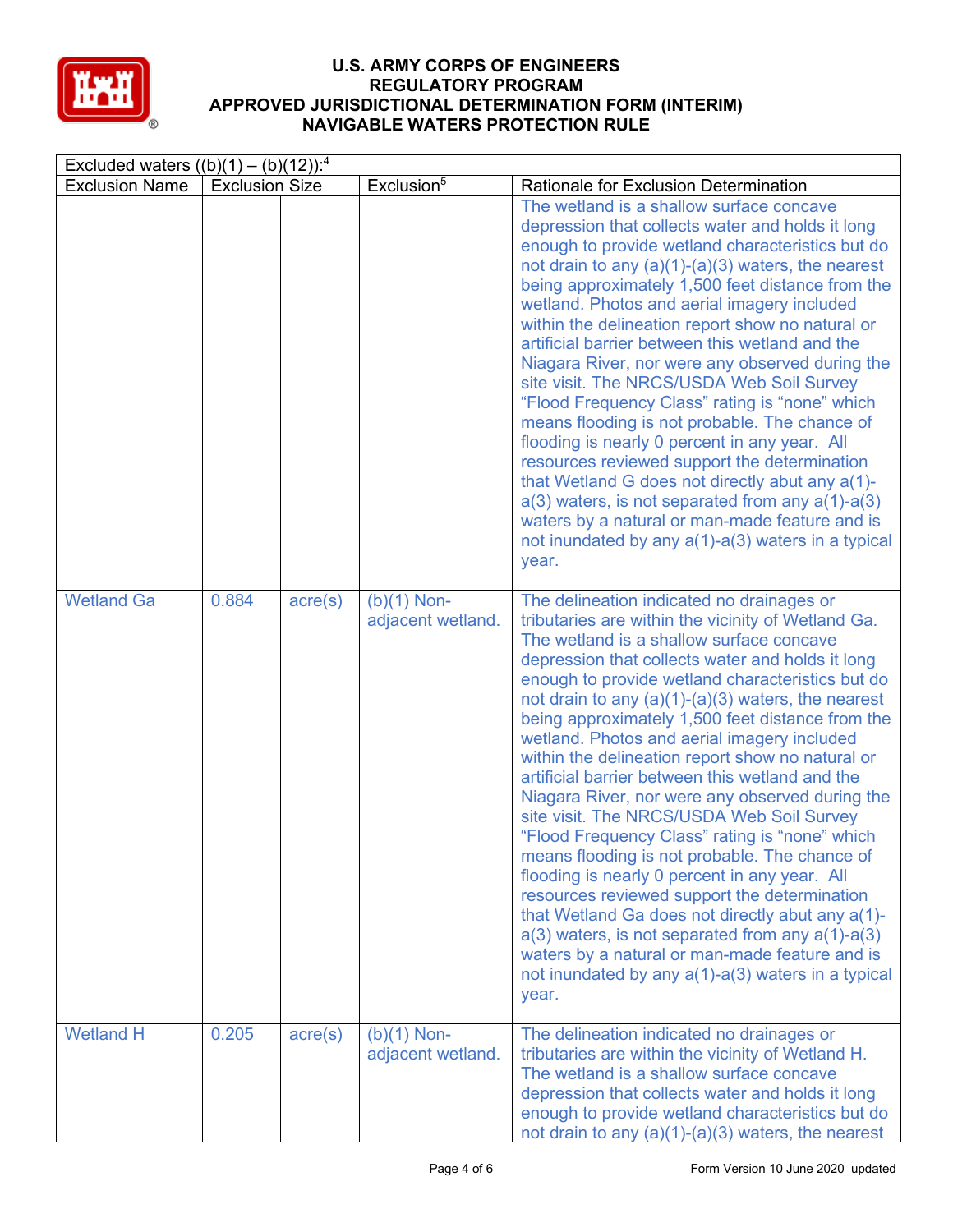| Excluded waters ((b)(1) – (b)(12)):[4] | | | | |
|---|---|---|---|---|
| Exclusion Name | Exclusion Size | | Exclusion[5] | Rationale for Exclusion Determination |
| | | | | The wetland is a shallow surface concave depression that collects water and holds it long enough to provide wetland characteristics but do not drain to any (a)(1)-(a)(3) waters, the nearest being approximately 1,500 feet distance from the wetland. Photos and aerial imagery included within the delineation report show no natural or artificial barrier between this wetland and the Niagara River, nor were any observed during the site visit. The NRCS/USDA Web Soil Survey "Flood Frequency Class" rating is "none" which means flooding is not probable. The chance of flooding is nearly 0 percent in any year. All resources reviewed support the determination that Wetland G does not directly abut any a(1)-a(3) waters, is not separated from any a(1)-a(3) waters by a natural or man-made feature and is not inundated by any a(1)-a(3) waters in a typical year. |
| Wetland Ga | 0.884 | acre(s) | (b)(1) Non-adjacent wetland. | The delineation indicated no drainages or tributaries are within the vicinity of Wetland Ga. The wetland is a shallow surface concave depression that collects water and holds it long enough to provide wetland characteristics but do not drain to any (a)(1)-(a)(3) waters, the nearest being approximately 1,500 feet distance from the wetland. Photos and aerial imagery included within the delineation report show no natural or artificial barrier between this wetland and the Niagara River, nor were any observed during the site visit. The NRCS/USDA Web Soil Survey "Flood Frequency Class" rating is "none" which means flooding is not probable. The chance of flooding is nearly 0 percent in any year. All resources reviewed support the determination that Wetland Ga does not directly abut any a(1)-a(3) waters, is not separated from any a(1)-a(3) waters by a natural or man-made feature and is not inundated by any a(1)-a(3) waters in a typical year. |
| Wetland H | 0.205 | acre(s) | (b)(1) Non-adjacent wetland. | The delineation indicated no drainages or tributaries are within the vicinity of Wetland H. The wetland is a shallow surface concave depression that collects water and holds it long enough to provide wetland characteristics but do not drain to any (a)(1)-(a)(3) waters, the nearest |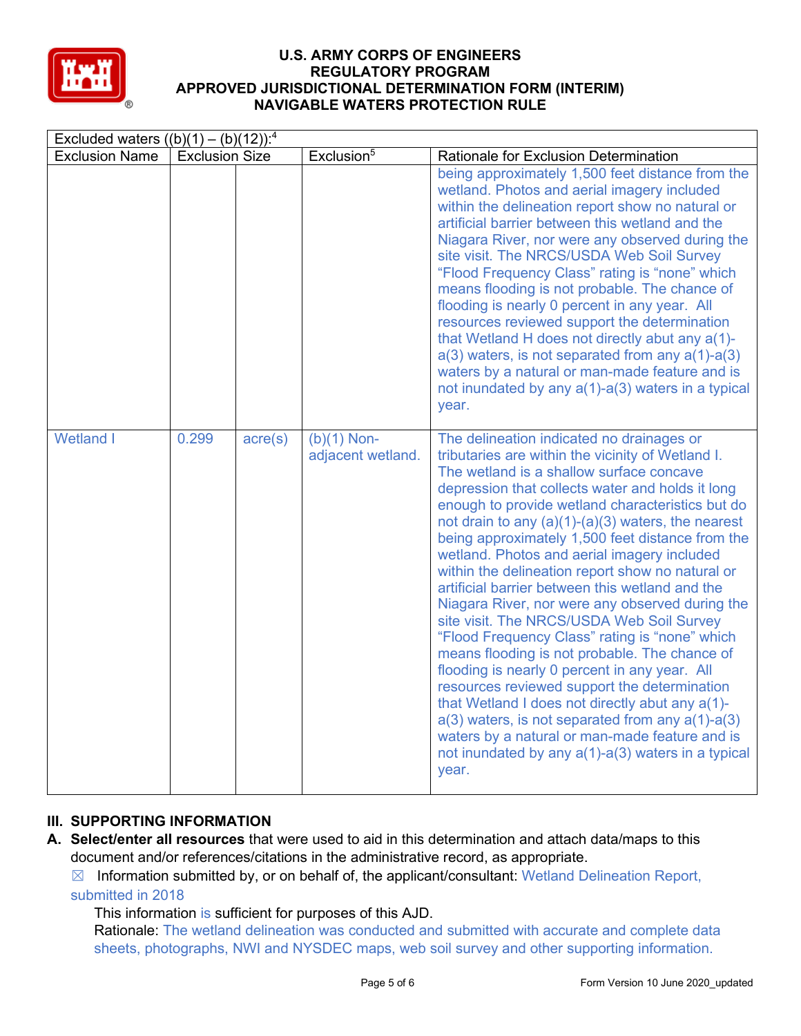| Excluded waters ((b)(1) – (b)(12)):[4] | | | | |
|---|---|---|---|---|
| Exclusion Name | Exclusion Size | | Exclusion[5] | Rationale for Exclusion Determination |
| | | | | being approximately 1,500 feet distance from the wetland. Photos and aerial imagery included within the delineation report show no natural or artificial barrier between this wetland and the Niagara River, nor were any observed during the site visit. The NRCS/USDA Web Soil Survey "Flood Frequency Class" rating is "none" which means flooding is not probable. The chance of flooding is nearly 0 percent in any year. All resources reviewed support the determination that Wetland H does not directly abut any a(1)-a(3) waters, is not separated from any a(1)-a(3) waters by a natural or man-made feature and is not inundated by any a(1)-a(3) waters in a typical year. |
| Wetland I | 0.299 | acre(s) | (b)(1) Non-adjacent wetland. | The delineation indicated no drainages or tributaries are within the vicinity of Wetland I. The wetland is a shallow surface concave depression that collects water and holds it long enough to provide wetland characteristics but do not drain to any (a)(1)-(a)(3) waters, the nearest being approximately 1,500 feet distance from the wetland. Photos and aerial imagery included within the delineation report show no natural or artificial barrier between this wetland and the Niagara River, nor were any observed during the site visit. The NRCS/USDA Web Soil Survey "Flood Frequency Class" rating is "none" which means flooding is not probable. The chance of flooding is nearly 0 percent in any year. All resources reviewed support the determination that Wetland I does not directly abut any a(1)-a(3) waters, is not separated from any a(1)-a(3) waters by a natural or man-made feature and is not inundated by any a(1)-a(3) waters in a typical year. |

## III. SUPPORTING INFORMATION

**A. Select/enter all resources** that were used to aid in this determination and attach data/maps to this document and/or references/citations in the administrative record, as appropriate.

☒ Information submitted by, or on behalf of, the applicant/consultant: Wetland Delineation Report, submitted in 2018

This information is sufficient for purposes of this AJD.

Rationale: The wetland delineation was conducted and submitted with accurate and complete data sheets, photographs, NWI and NYSDEC maps, web soil survey and other supporting information.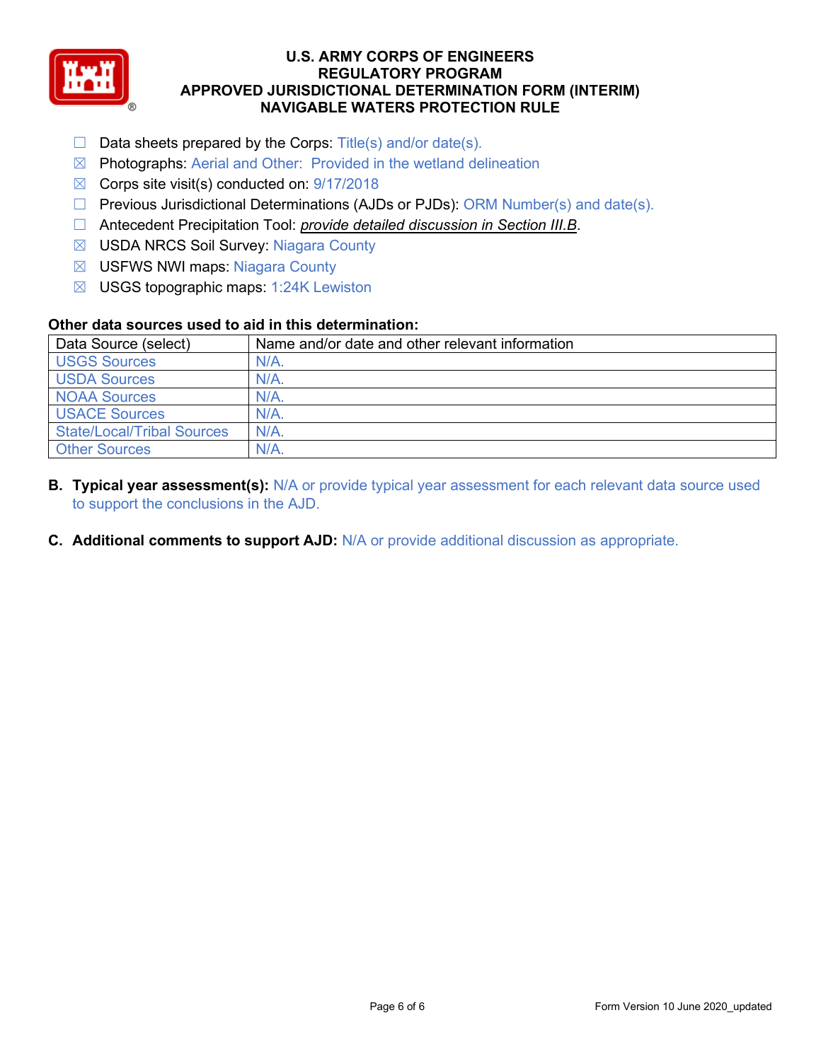- ☐ Data sheets prepared by the Corps: Title(s) and/or date(s).
- ☒ Photographs: Aerial and Other: Provided in the wetland delineation
- ☒ Corps site visit(s) conducted on: 9/17/2018
- ☐ Previous Jurisdictional Determinations (AJDs or PJDs): ORM Number(s) and date(s).
- ☐ Antecedent Precipitation Tool: *provide detailed discussion in Section III.B*.
- ☒ USDA NRCS Soil Survey: Niagara County
- ☒ USFWS NWI maps: Niagara County
- ☒ USGS topographic maps: 1:24K Lewiston

**Other data sources used to aid in this determination:**

| Data Source (select) | Name and/or date and other relevant information |
|---|---|
| USGS Sources | N/A. |
| USDA Sources | N/A. |
| NOAA Sources | N/A. |
| USACE Sources | N/A. |
| State/Local/Tribal Sources | N/A. |
| Other Sources | N/A. |

**B. Typical year assessment(s):** N/A or provide typical year assessment for each relevant data source used to support the conclusions in the AJD.

**C. Additional comments to support AJD:** N/A or provide additional discussion as appropriate.